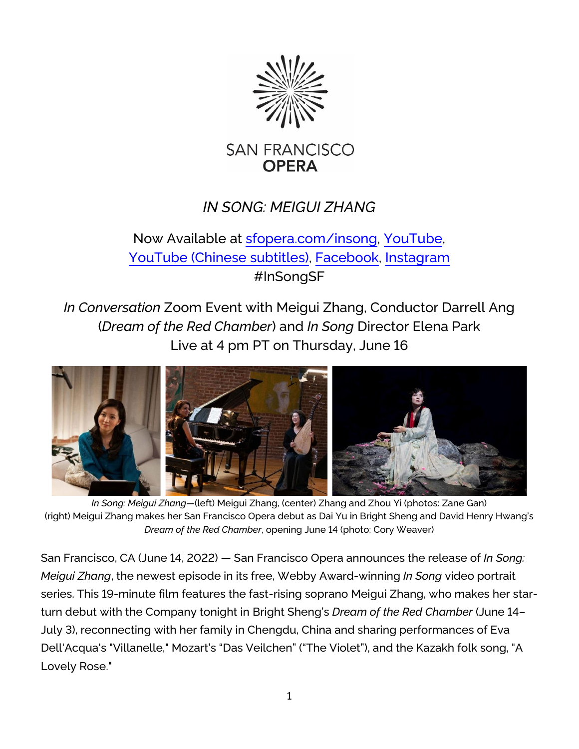SAN FRANCISCO
OPERA

# *IN SONG: MEIGUI ZHANG*

Now Available at sfopera.com/insong, YouTube, YouTube (Chinese subtitles), Facebook, Instagram
#InSongSF

*In Conversation* Zoom Event with Meigui Zhang, Conductor Darrell Ang (*Dream of the Red Chamber*) and *In Song* Director Elena Park
Live at 4 pm PT on Thursday, June 16

*In Song: Meigui Zhang*—(left) Meigui Zhang, (center) Zhang and Zhou Yi (photos: Zane Gan)
(right) Meigui Zhang makes her San Francisco Opera debut as Dai Yu in Bright Sheng and David Henry Hwang's *Dream of the Red Chamber*, opening June 14 (photo: Cory Weaver)

San Francisco, CA (June 14, 2022) — San Francisco Opera announces the release of *In Song: Meigui Zhang*, the newest episode in its free, Webby Award-winning *In Song* video portrait series. This 19-minute film features the fast-rising soprano Meigui Zhang, who makes her star-turn debut with the Company tonight in Bright Sheng's *Dream of the Red Chamber* (June 14–July 3), reconnecting with her family in Chengdu, China and sharing performances of Eva Dell'Acqua's "Villanelle," Mozart's "Das Veilchen" ("The Violet"), and the Kazakh folk song, "A Lovely Rose."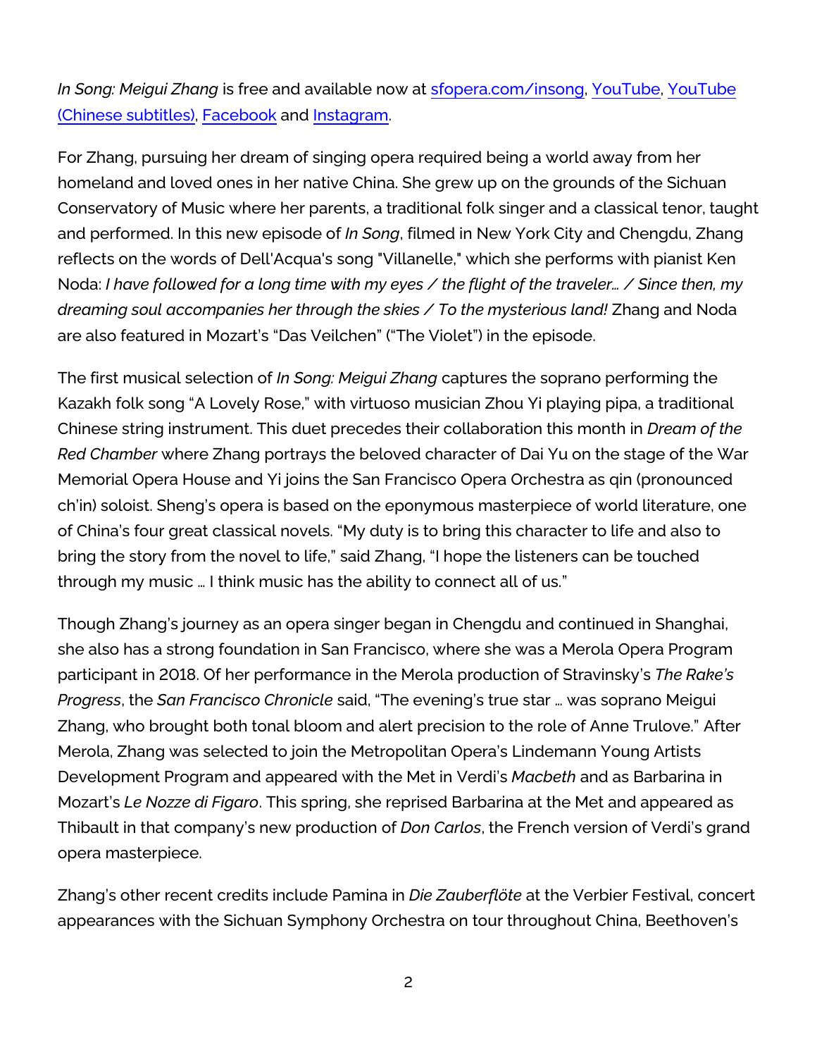*In Song: Meigui Zhang* is free and available now at [sfopera.com/insong](sfopera.com/insong), [YouTube](), [YouTube (Chinese subtitles)](), [Facebook]() and [Instagram]().

For Zhang, pursuing her dream of singing opera required being a world away from her homeland and loved ones in her native China. She grew up on the grounds of the Sichuan Conservatory of Music where her parents, a traditional folk singer and a classical tenor, taught and performed. In this new episode of *In Song*, filmed in New York City and Chengdu, Zhang reflects on the words of Dell'Acqua's song "Villanelle," which she performs with pianist Ken Noda: *I have followed for a long time with my eyes / the flight of the traveler… / Since then, my dreaming soul accompanies her through the skies / To the mysterious land!* Zhang and Noda are also featured in Mozart's "Das Veilchen" ("The Violet") in the episode.

The first musical selection of *In Song: Meigui Zhang* captures the soprano performing the Kazakh folk song "A Lovely Rose," with virtuoso musician Zhou Yi playing pipa, a traditional Chinese string instrument. This duet precedes their collaboration this month in *Dream of the Red Chamber* where Zhang portrays the beloved character of Dai Yu on the stage of the War Memorial Opera House and Yi joins the San Francisco Opera Orchestra as qin (pronounced ch'in) soloist. Sheng's opera is based on the eponymous masterpiece of world literature, one of China's four great classical novels. "My duty is to bring this character to life and also to bring the story from the novel to life," said Zhang, "I hope the listeners can be touched through my music … I think music has the ability to connect all of us."

Though Zhang's journey as an opera singer began in Chengdu and continued in Shanghai, she also has a strong foundation in San Francisco, where she was a Merola Opera Program participant in 2018. Of her performance in the Merola production of Stravinsky's *The Rake's Progress*, the *San Francisco Chronicle* said, "The evening's true star … was soprano Meigui Zhang, who brought both tonal bloom and alert precision to the role of Anne Trulove." After Merola, Zhang was selected to join the Metropolitan Opera's Lindemann Young Artists Development Program and appeared with the Met in Verdi's *Macbeth* and as Barbarina in Mozart's *Le Nozze di Figaro*. This spring, she reprised Barbarina at the Met and appeared as Thibault in that company's new production of *Don Carlos*, the French version of Verdi's grand opera masterpiece.

Zhang's other recent credits include Pamina in *Die Zauberflöte* at the Verbier Festival, concert appearances with the Sichuan Symphony Orchestra on tour throughout China, Beethoven's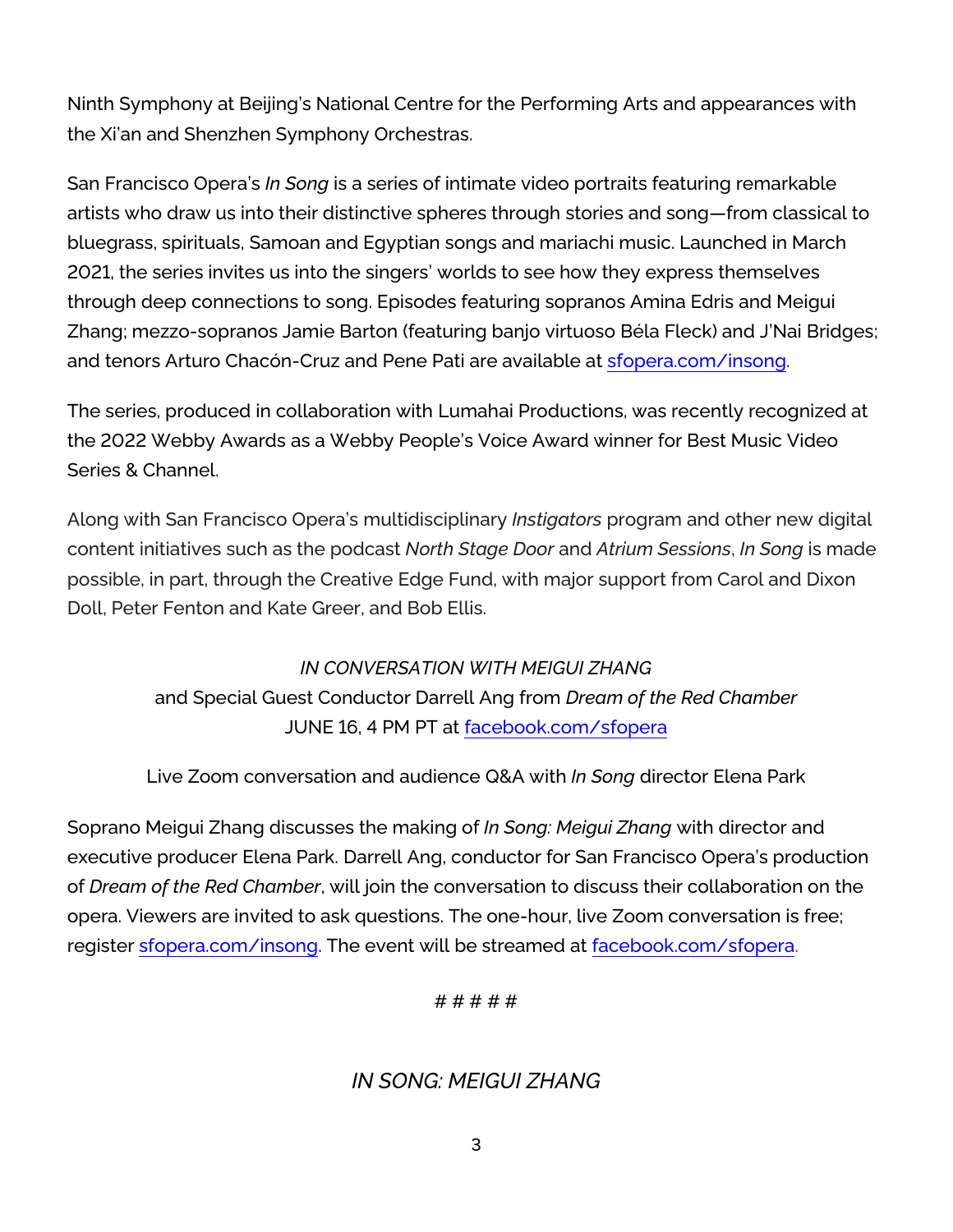Ninth Symphony at Beijing's National Centre for the Performing Arts and appearances with the Xi'an and Shenzhen Symphony Orchestras.

San Francisco Opera's *In Song* is a series of intimate video portraits featuring remarkable artists who draw us into their distinctive spheres through stories and song—from classical to bluegrass, spirituals, Samoan and Egyptian songs and mariachi music. Launched in March 2021, the series invites us into the singers' worlds to see how they express themselves through deep connections to song. Episodes featuring sopranos Amina Edris and Meigui Zhang; mezzo-sopranos Jamie Barton (featuring banjo virtuoso Béla Fleck) and J'Nai Bridges; and tenors Arturo Chacón-Cruz and Pene Pati are available at sfopera.com/insong.

The series, produced in collaboration with Lumahai Productions, was recently recognized at the 2022 Webby Awards as a Webby People's Voice Award winner for Best Music Video Series & Channel.

Along with San Francisco Opera's multidisciplinary *Instigators* program and other new digital content initiatives such as the podcast *North Stage Door* and *Atrium Sessions*, *In Song* is made possible, in part, through the Creative Edge Fund, with major support from Carol and Dixon Doll, Peter Fenton and Kate Greer, and Bob Ellis.

*IN CONVERSATION WITH MEIGUI ZHANG*
and Special Guest Conductor Darrell Ang from *Dream of the Red Chamber*
JUNE 16, 4 PM PT at facebook.com/sfopera

Live Zoom conversation and audience Q&A with *In Song* director Elena Park

Soprano Meigui Zhang discusses the making of *In Song: Meigui Zhang* with director and executive producer Elena Park. Darrell Ang, conductor for San Francisco Opera's production of *Dream of the Red Chamber*, will join the conversation to discuss their collaboration on the opera. Viewers are invited to ask questions. The one-hour, live Zoom conversation is free; register sfopera.com/insong. The event will be streamed at facebook.com/sfopera.

# # # # #

## *IN SONG: MEIGUI ZHANG*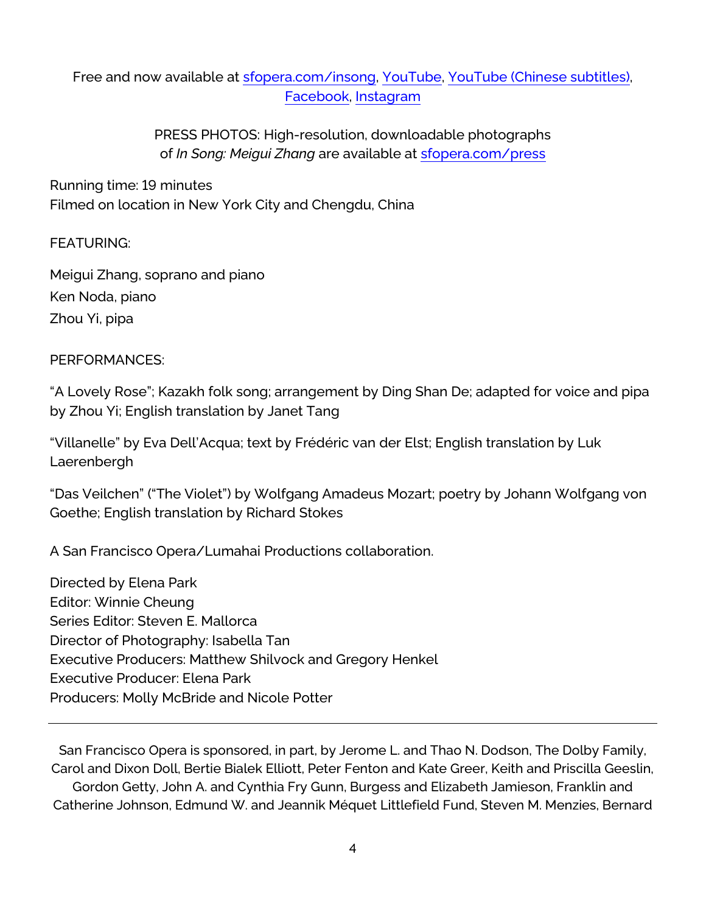Free and now available at [sfopera.com/insong](sfopera.com/insong), YouTube, YouTube (Chinese subtitles), Facebook, Instagram

PRESS PHOTOS: High-resolution, downloadable photographs of *In Song: Meigui Zhang* are available at [sfopera.com/press](sfopera.com/press)

Running time: 19 minutes
Filmed on location in New York City and Chengdu, China

FEATURING:

Meigui Zhang, soprano and piano

Ken Noda, piano

Zhou Yi, pipa

PERFORMANCES:

"A Lovely Rose"; Kazakh folk song; arrangement by Ding Shan De; adapted for voice and pipa by Zhou Yi; English translation by Janet Tang

"Villanelle" by Eva Dell'Acqua; text by Frédéric van der Elst; English translation by Luk Laerenbergh

"Das Veilchen" ("The Violet") by Wolfgang Amadeus Mozart; poetry by Johann Wolfgang von Goethe; English translation by Richard Stokes

A San Francisco Opera/Lumahai Productions collaboration.

Directed by Elena Park
Editor: Winnie Cheung
Series Editor: Steven E. Mallorca
Director of Photography: Isabella Tan
Executive Producers: Matthew Shilvock and Gregory Henkel
Executive Producer: Elena Park
Producers: Molly McBride and Nicole Potter

---

San Francisco Opera is sponsored, in part, by Jerome L. and Thao N. Dodson, The Dolby Family, Carol and Dixon Doll, Bertie Bialek Elliott, Peter Fenton and Kate Greer, Keith and Priscilla Geeslin, Gordon Getty, John A. and Cynthia Fry Gunn, Burgess and Elizabeth Jamieson, Franklin and Catherine Johnson, Edmund W. and Jeannik Méquet Littlefield Fund, Steven M. Menzies, Bernard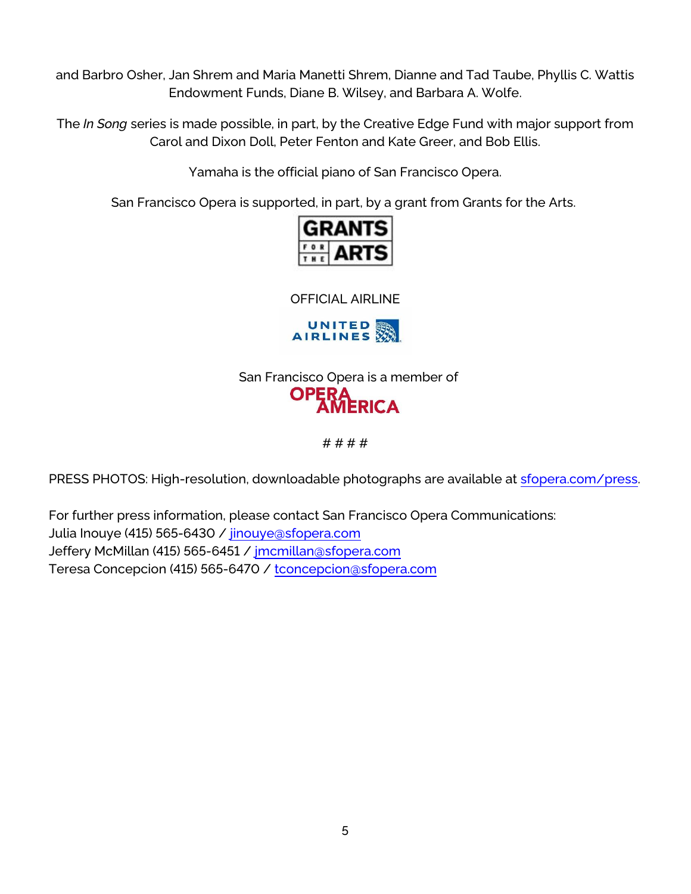and Barbro Osher, Jan Shrem and Maria Manetti Shrem, Dianne and Tad Taube, Phyllis C. Wattis Endowment Funds, Diane B. Wilsey, and Barbara A. Wolfe.

The *In Song* series is made possible, in part, by the Creative Edge Fund with major support from Carol and Dixon Doll, Peter Fenton and Kate Greer, and Bob Ellis.

Yamaha is the official piano of San Francisco Opera.

San Francisco Opera is supported, in part, by a grant from Grants for the Arts.

GRANTS FOR THE ARTS

OFFICIAL AIRLINE

UNITED AIRLINES

San Francisco Opera is a member of

OPERA AMERICA

# # # #

PRESS PHOTOS: High-resolution, downloadable photographs are available at [sfopera.com/press](sfopera.com/press).

For further press information, please contact San Francisco Opera Communications:
Julia Inouye (415) 565-6430 / jinouye@sfopera.com
Jeffery McMillan (415) 565-6451 / jmcmillan@sfopera.com
Teresa Concepcion (415) 565-6470 / tconcepcion@sfopera.com